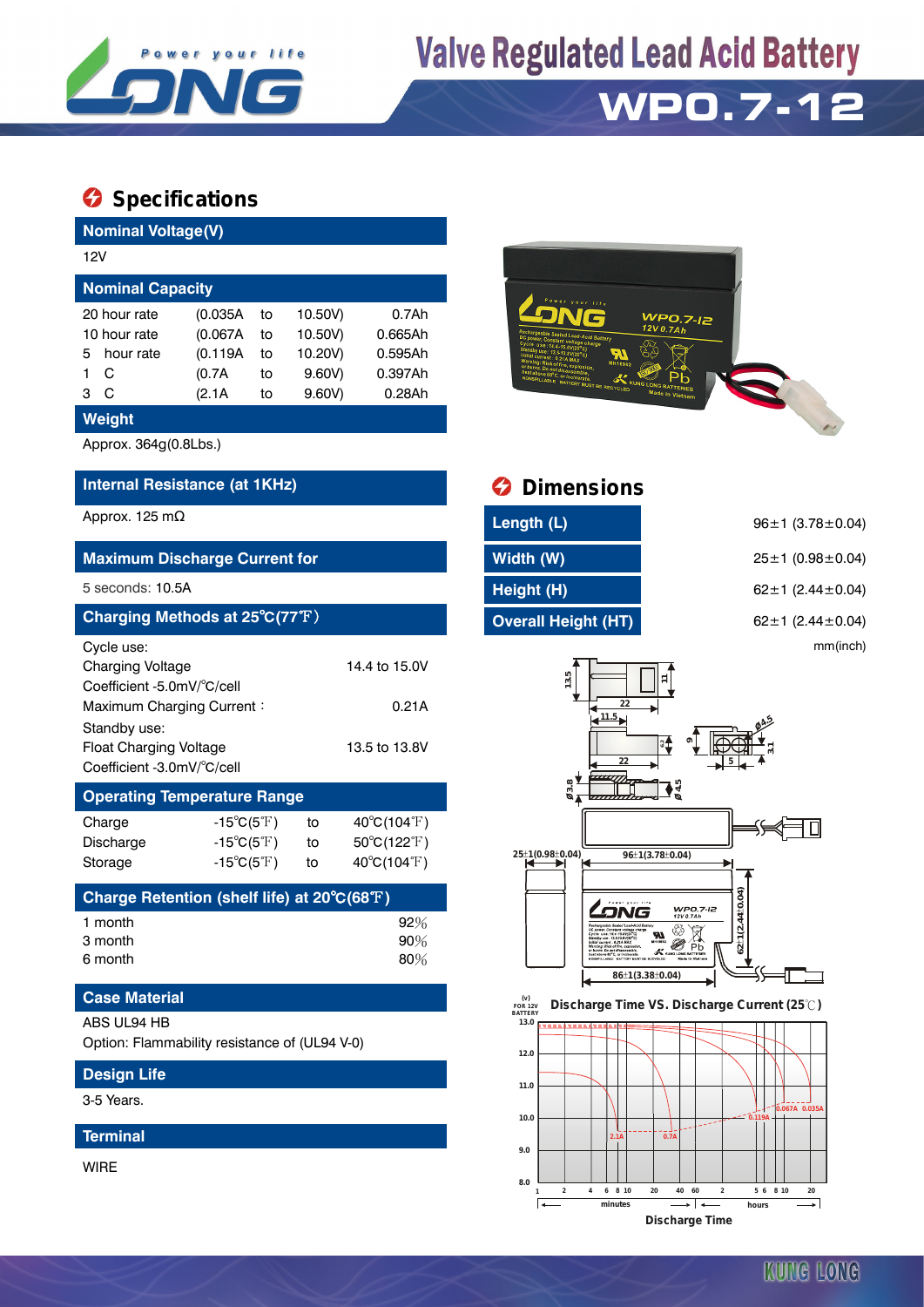# Valve Regulated Lead Acid Battery

# WP0.7-12

## Specifications

### Nominal Voltage(V)

12V

### Nominal Capacity

| | | | | |
|---|---|---|---|---|
| 20 hour rate | (0.035A | to | 10.50V) | 0.7Ah |
| 10 hour rate | (0.067A | to | 10.50V) | 0.665Ah |
| 5 hour rate | (0.119A | to | 10.20V) | 0.595Ah |
| 1 C | (0.7A | to | 9.60V) | 0.397Ah |
| 3 C | (2.1A | to | 9.60V) | 0.28Ah |

### Weight

Approx. 364g(0.8Lbs.)

### Internal Resistance (at 1KHz)

Approx. 125 mΩ

### Maximum Discharge Current for

5 seconds: 10.5A

### Charging Methods at 25℃(77℉)

Cycle use:

| | |
|---|---|
| Charging Voltage | 14.4 to 15.0V |
| Coefficient -5.0mV/℃/cell | |
| Maximum Charging Current : | 0.21A |

Standby use:

| | |
|---|---|
| Float Charging Voltage | 13.5 to 13.8V |
| Coefficient -3.0mV/℃/cell | |

### Operating Temperature Range

| | | | |
|---|---|---|---|
| Charge | -15℃(5℉) | to | 40℃(104℉) |
| Discharge | -15℃(5℉) | to | 50℃(122℉) |
| Storage | -15℃(5℉) | to | 40℃(104℉) |

### Charge Retention (shelf life) at 20℃(68℉)

| | |
|---|---|
| 1 month | 92% |
| 3 month | 90% |
| 6 month | 80% |

### Case Material

ABS UL94 HB

Option: Flammability resistance of (UL94 V-0)

### Design Life

3-5 Years.

### Terminal

WIRE

## Dimensions

| | |
|---|---|
| Length (L) | 96±1 (3.78±0.04) |
| Width (W) | 25±1 (0.98±0.04) |
| Height (H) | 62±1 (2.44±0.04) |
| Overall Height (HT) | 62±1 (2.44±0.04) |

mm(inch)

Discharge Time VS. Discharge Current (25℃)

Discharge Time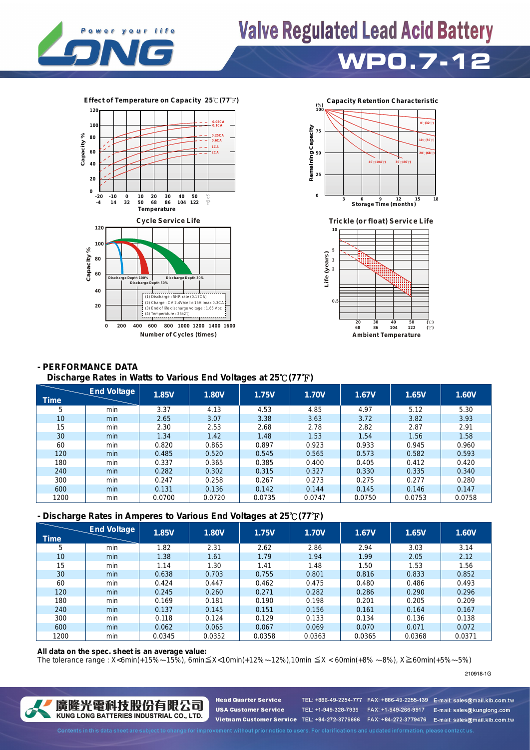# Valve Regulated Lead Acid Battery

## WP0.7-12

Power your life
LONG

**Effect of Temperature on Capacity 25℃(77℉)**

Capacity %
120
100
80
60
40
20
0
-20 -10 0 10 20 30 40 50 ℃
-4 14 32 50 68 86 104 122 ℉
Temperature
0.05CA
0.1CA
0.25CA
0.6CA
1CA
2CA

**Capacity Retention Characteristic**

(%)
Remaining Capacity
100
75
50
25
0
3 6 9 12 15 18
Storage Time (months)
0℃(32℉)
10℃(50℉)
20℃(68℉)
30℃(86℉)
40℃(104℉)

**Cycle Service Life**

Capacity %
120
100
80
60
40
20
0 200 400 600 800 1000 1200 1400 1600
Number of Cycles (times)
Discharge Depth 100%
Discharge Depth 50%
Discharge Depth 30%
(1) Discharge : 5HR rate (0.17CA)
(2) Charge : CV 2.4V/cell≡16H Imax 0.3CA
(3) End of life discharge voltage : 1.65 Vpc
(4) Temperature : 25±2℃

**Trickle (or float) Service Life**

Life (years)
10
5
3
2
0.5
20 30 40 50 (℃)
68 86 104 122 (℉)
Ambient Temperature

## - PERFORMANCE DATA

**Discharge Rates in Watts to Various End Voltages at 25℃(77℉)**

| Time | | 1.85V | 1.80V | 1.75V | 1.70V | 1.67V | 1.65V | 1.60V |
|---|---|---|---|---|---|---|---|---|
| 5 | min | 3.37 | 4.13 | 4.53 | 4.85 | 4.97 | 5.12 | 5.30 |
| 10 | min | 2.65 | 3.07 | 3.38 | 3.63 | 3.72 | 3.82 | 3.93 |
| 15 | min | 2.30 | 2.53 | 2.68 | 2.78 | 2.82 | 2.87 | 2.91 |
| 30 | min | 1.34 | 1.42 | 1.48 | 1.53 | 1.54 | 1.56 | 1.58 |
| 60 | min | 0.820 | 0.865 | 0.897 | 0.923 | 0.933 | 0.945 | 0.960 |
| 120 | min | 0.485 | 0.520 | 0.545 | 0.565 | 0.573 | 0.582 | 0.593 |
| 180 | min | 0.337 | 0.365 | 0.385 | 0.400 | 0.405 | 0.412 | 0.420 |
| 240 | min | 0.282 | 0.302 | 0.315 | 0.327 | 0.330 | 0.335 | 0.340 |
| 300 | min | 0.247 | 0.258 | 0.267 | 0.273 | 0.275 | 0.277 | 0.280 |
| 600 | min | 0.131 | 0.136 | 0.142 | 0.144 | 0.145 | 0.146 | 0.147 |
| 1200 | min | 0.0700 | 0.0720 | 0.0735 | 0.0747 | 0.0750 | 0.0753 | 0.0758 |

**- Discharge Rates in Amperes to Various End Voltages at 25℃(77℉)**

| Time | | 1.85V | 1.80V | 1.75V | 1.70V | 1.67V | 1.65V | 1.60V |
|---|---|---|---|---|---|---|---|---|
| 5 | min | 1.82 | 2.31 | 2.62 | 2.86 | 2.94 | 3.03 | 3.14 |
| 10 | min | 1.38 | 1.61 | 1.79 | 1.94 | 1.99 | 2.05 | 2.12 |
| 15 | min | 1.14 | 1.30 | 1.41 | 1.48 | 1.50 | 1.53 | 1.56 |
| 30 | min | 0.638 | 0.703 | 0.755 | 0.801 | 0.816 | 0.833 | 0.852 |
| 60 | min | 0.424 | 0.447 | 0.462 | 0.475 | 0.480 | 0.486 | 0.493 |
| 120 | min | 0.245 | 0.260 | 0.271 | 0.282 | 0.286 | 0.290 | 0.296 |
| 180 | min | 0.169 | 0.181 | 0.190 | 0.198 | 0.201 | 0.205 | 0.209 |
| 240 | min | 0.137 | 0.145 | 0.151 | 0.156 | 0.161 | 0.164 | 0.167 |
| 300 | min | 0.118 | 0.124 | 0.129 | 0.133 | 0.134 | 0.136 | 0.138 |
| 600 | min | 0.062 | 0.065 | 0.067 | 0.069 | 0.070 | 0.071 | 0.072 |
| 1200 | min | 0.0345 | 0.0352 | 0.0358 | 0.0363 | 0.0365 | 0.0368 | 0.0371 |

**All data on the spec. sheet is an average value:**
The tolerance range : X<6min(+15%~-15%), 6min≦X<10min(+12%~-12%),10min ≦X <60min(+8% ~-8%), X≧60min(+5%~-5%)

210918-1G

廣隆光電科技股份有限公司
KUNG LONG BATTERIES INDUSTRIAL CO., LTD.

| | | | |
|---|---|---|---|
| Head Quarter Service | TEL: +886-49-2254-777 | FAX: +886-49-2255-139 | E-mail: sales@mail.klb.com.tw |
| USA Customer Service | TEL: +1-949-328-7936 | FAX: +1-949-266-9917 | E-mail: sales@kunglong.com |
| Vietnam Customer Service | TEL: +84-272-3779666 | FAX: +84-272-3779476 | E-mail: sales@mail.klb.com.tw |

Contents in this data sheet are subject to change for improvement without prior notice to users. For clarifications and updated information, please contact us.